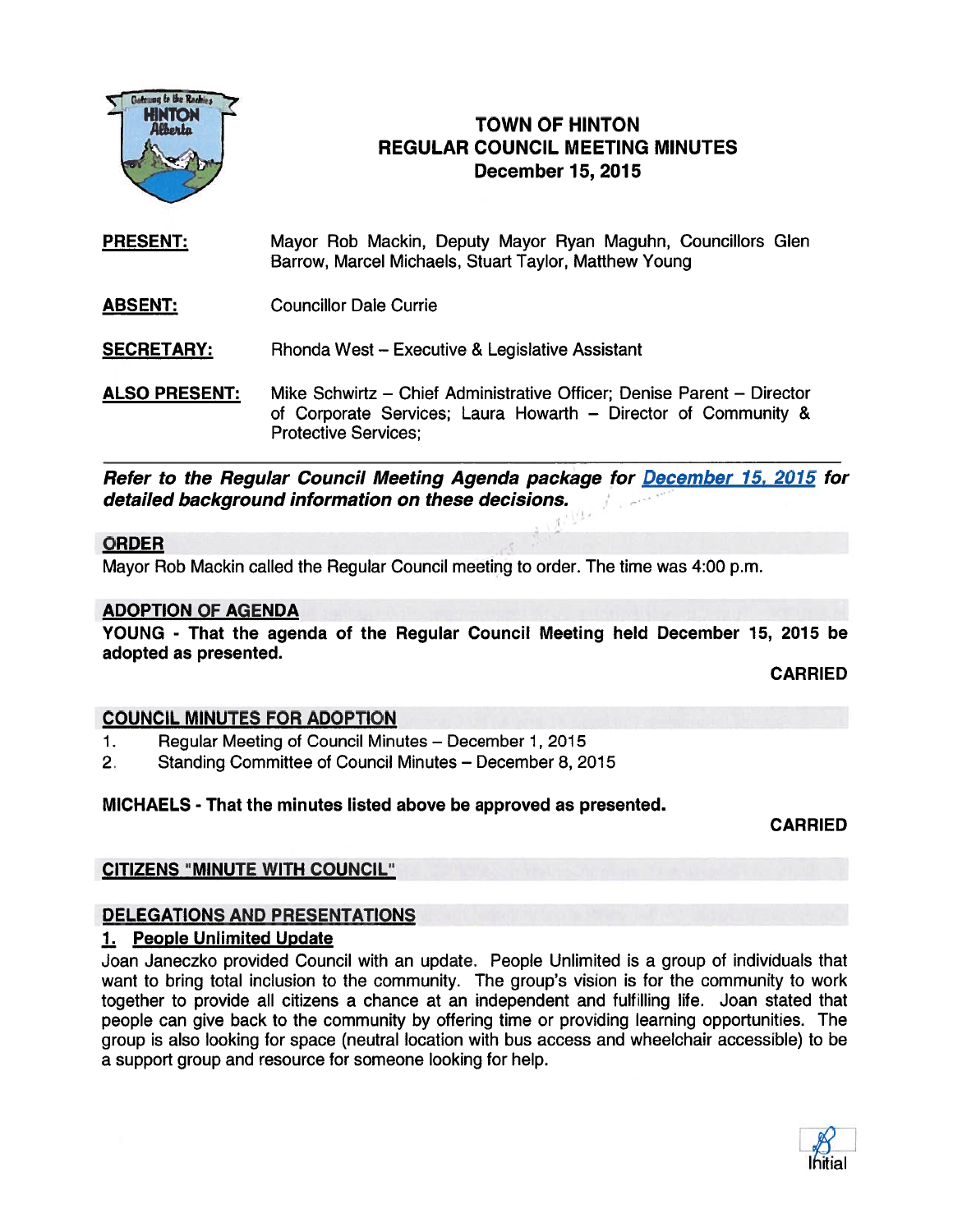# TOWN OF HINTON
## REGULAR COUNCIL MEETING MINUTES
### December 15, 2015

**PRESENT:** Mayor Rob Mackin, Deputy Mayor Ryan Maguhn, Councillors Glen Barrow, Marcel Michaels, Stuart Taylor, Matthew Young

**ABSENT:** Councillor Dale Currie

**SECRETARY:** Rhonda West – Executive & Legislative Assistant

**ALSO PRESENT:** Mike Schwirtz – Chief Administrative Officer; Denise Parent – Director of Corporate Services; Laura Howarth – Director of Community & Protective Services;

---

***Refer to the Regular Council Meeting Agenda package for December 15, 2015 for detailed background information on these decisions.***

## ORDER

Mayor Rob Mackin called the Regular Council meeting to order. The time was 4:00 p.m.

## ADOPTION OF AGENDA

**YOUNG - That the agenda of the Regular Council Meeting held December 15, 2015 be adopted as presented.**

**CARRIED**

## COUNCIL MINUTES FOR ADOPTION

1. Regular Meeting of Council Minutes – December 1, 2015
2. Standing Committee of Council Minutes – December 8, 2015

**MICHAELS - That the minutes listed above be approved as presented.**

**CARRIED**

## CITIZENS "MINUTE WITH COUNCIL"

## DELEGATIONS AND PRESENTATIONS

### 1. People Unlimited Update

Joan Janeczko provided Council with an update. People Unlimited is a group of individuals that want to bring total inclusion to the community. The group's vision is for the community to work together to provide all citizens a chance at an independent and fulfilling life. Joan stated that people can give back to the community by offering time or providing learning opportunities. The group is also looking for space (neutral location with bus access and wheelchair accessible) to be a support group and resource for someone looking for help.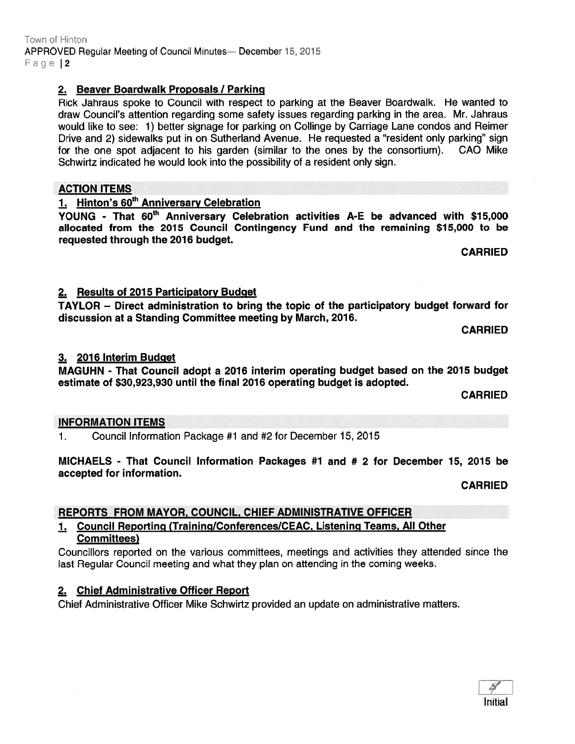## 2. Beaver Boardwalk Proposals / Parking

Rick Jahraus spoke to Council with respect to parking at the Beaver Boardwalk. He wanted to draw Council's attention regarding some safety issues regarding parking in the area. Mr. Jahraus would like to see: 1) better signage for parking on Collinge by Carriage Lane condos and Reimer Drive and 2) sidewalks put in on Sutherland Avenue. He requested a "resident only parking" sign for the one spot adjacent to his garden (similar to the ones by the consortium). CAO Mike Schwirtz indicated he would look into the possibility of a resident only sign.

## ACTION ITEMS

### 1. Hinton's 60th Anniversary Celebration

**YOUNG - That 60th Anniversary Celebration activities A-E be advanced with $15,000 allocated from the 2015 Council Contingency Fund and the remaining $15,000 to be requested through the 2016 budget.**

**CARRIED**

### 2. Results of 2015 Participatory Budget

**TAYLOR – Direct administration to bring the topic of the participatory budget forward for discussion at a Standing Committee meeting by March, 2016.**

**CARRIED**

### 3. 2016 Interim Budget

**MAGUHN - That Council adopt a 2016 interim operating budget based on the 2015 budget estimate of $30,923,930 until the final 2016 operating budget is adopted.**

**CARRIED**

## INFORMATION ITEMS

1. Council Information Package #1 and #2 for December 15, 2015

**MICHAELS - That Council Information Packages #1 and # 2 for December 15, 2015 be accepted for information.**

**CARRIED**

## REPORTS FROM MAYOR, COUNCIL, CHIEF ADMINISTRATIVE OFFICER

### 1. Council Reporting (Training/Conferences/CEAC, Listening Teams, All Other Committees)

Councillors reported on the various committees, meetings and activities they attended since the last Regular Council meeting and what they plan on attending in the coming weeks.

### 2. Chief Administrative Officer Report

Chief Administrative Officer Mike Schwirtz provided an update on administrative matters.

Initial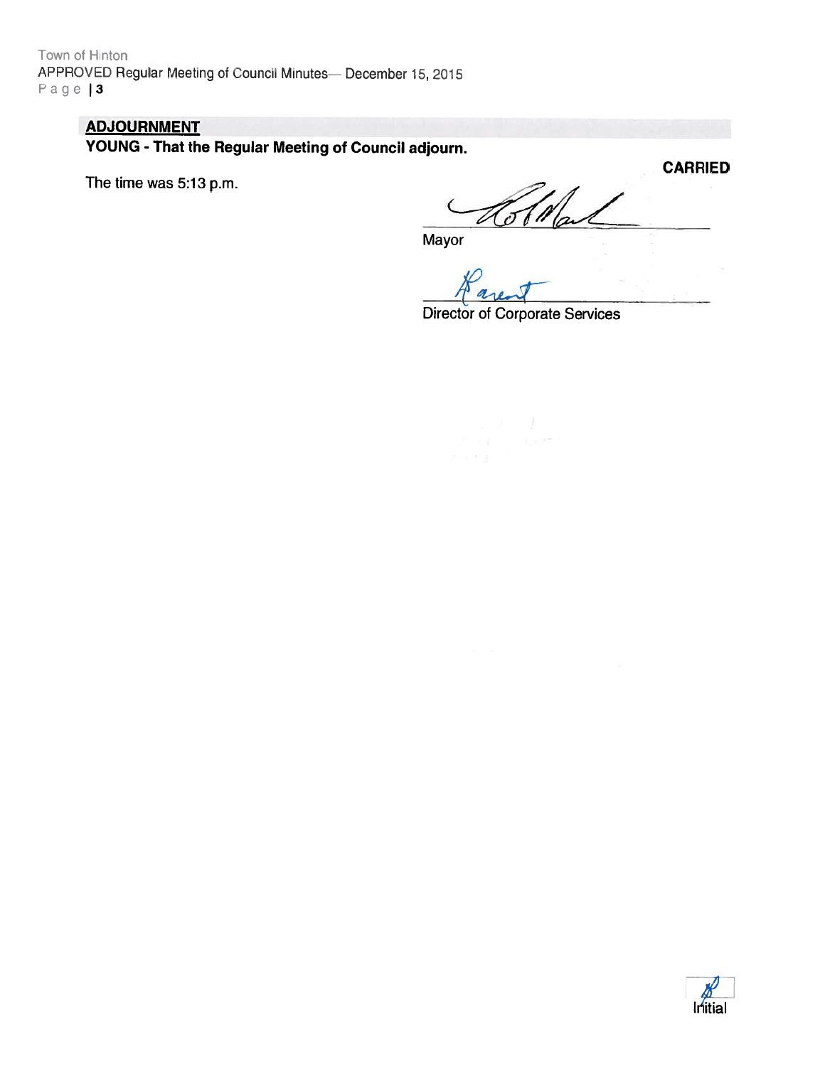## ADJOURNMENT

**YOUNG - That the Regular Meeting of Council adjourn.**

**CARRIED**

The time was 5:13 p.m.

Mayor

Director of Corporate Services

Initial